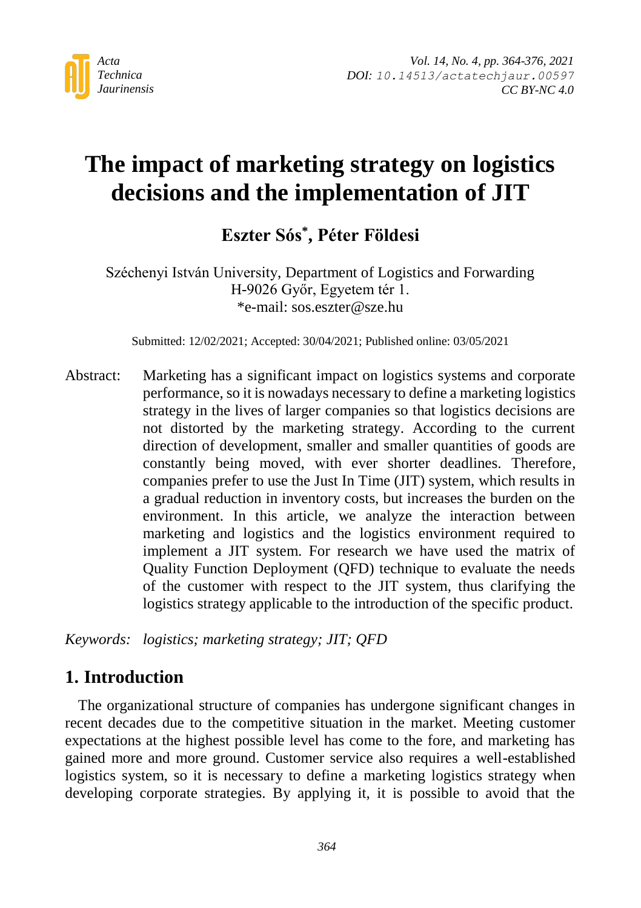# The impact of marketing strategy on logistics decisions and the implementation of JIT

**Eszter Sós*, Péter Földesi**

Széchenyi István University, Department of Logistics and Forwarding
H-9026 Győr, Egyetem tér 1.
*e-mail: sos.eszter@sze.hu

Submitted: 12/02/2021; Accepted: 30/04/2021; Published online: 03/05/2021

Abstract: Marketing has a significant impact on logistics systems and corporate performance, so it is nowadays necessary to define a marketing logistics strategy in the lives of larger companies so that logistics decisions are not distorted by the marketing strategy. According to the current direction of development, smaller and smaller quantities of goods are constantly being moved, with ever shorter deadlines. Therefore, companies prefer to use the Just In Time (JIT) system, which results in a gradual reduction in inventory costs, but increases the burden on the environment. In this article, we analyze the interaction between marketing and logistics and the logistics environment required to implement a JIT system. For research we have used the matrix of Quality Function Deployment (QFD) technique to evaluate the needs of the customer with respect to the JIT system, thus clarifying the logistics strategy applicable to the introduction of the specific product.

*Keywords: logistics; marketing strategy; JIT; QFD*

## 1. Introduction

The organizational structure of companies has undergone significant changes in recent decades due to the competitive situation in the market. Meeting customer expectations at the highest possible level has come to the fore, and marketing has gained more and more ground. Customer service also requires a well-established logistics system, so it is necessary to define a marketing logistics strategy when developing corporate strategies. By applying it, it is possible to avoid that the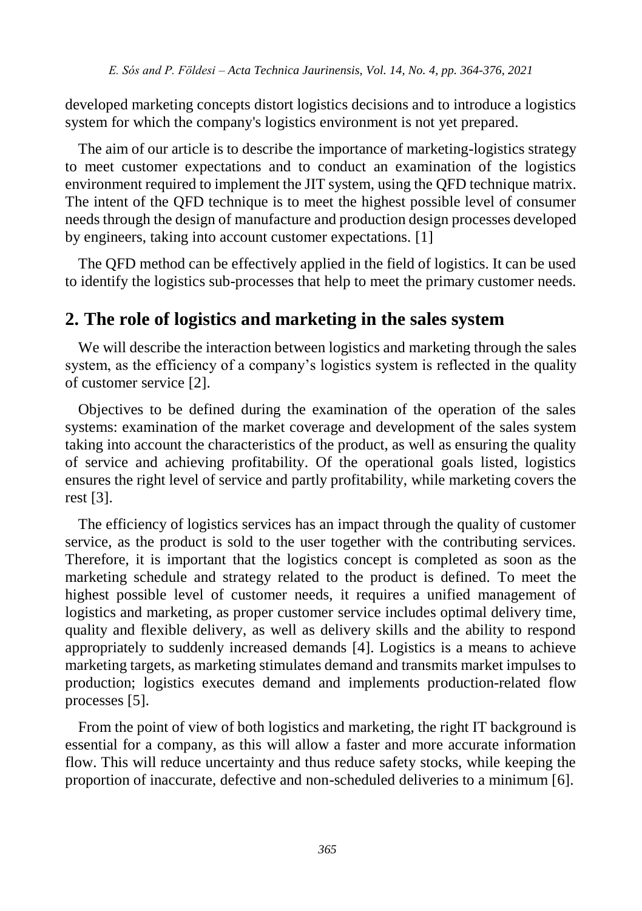developed marketing concepts distort logistics decisions and to introduce a logistics system for which the company's logistics environment is not yet prepared.

The aim of our article is to describe the importance of marketing-logistics strategy to meet customer expectations and to conduct an examination of the logistics environment required to implement the JIT system, using the QFD technique matrix. The intent of the QFD technique is to meet the highest possible level of consumer needs through the design of manufacture and production design processes developed by engineers, taking into account customer expectations. [1]

The QFD method can be effectively applied in the field of logistics. It can be used to identify the logistics sub-processes that help to meet the primary customer needs.

## 2. The role of logistics and marketing in the sales system

We will describe the interaction between logistics and marketing through the sales system, as the efficiency of a company's logistics system is reflected in the quality of customer service [2].

Objectives to be defined during the examination of the operation of the sales systems: examination of the market coverage and development of the sales system taking into account the characteristics of the product, as well as ensuring the quality of service and achieving profitability. Of the operational goals listed, logistics ensures the right level of service and partly profitability, while marketing covers the rest [3].

The efficiency of logistics services has an impact through the quality of customer service, as the product is sold to the user together with the contributing services. Therefore, it is important that the logistics concept is completed as soon as the marketing schedule and strategy related to the product is defined. To meet the highest possible level of customer needs, it requires a unified management of logistics and marketing, as proper customer service includes optimal delivery time, quality and flexible delivery, as well as delivery skills and the ability to respond appropriately to suddenly increased demands [4]. Logistics is a means to achieve marketing targets, as marketing stimulates demand and transmits market impulses to production; logistics executes demand and implements production-related flow processes [5].

From the point of view of both logistics and marketing, the right IT background is essential for a company, as this will allow a faster and more accurate information flow. This will reduce uncertainty and thus reduce safety stocks, while keeping the proportion of inaccurate, defective and non-scheduled deliveries to a minimum [6].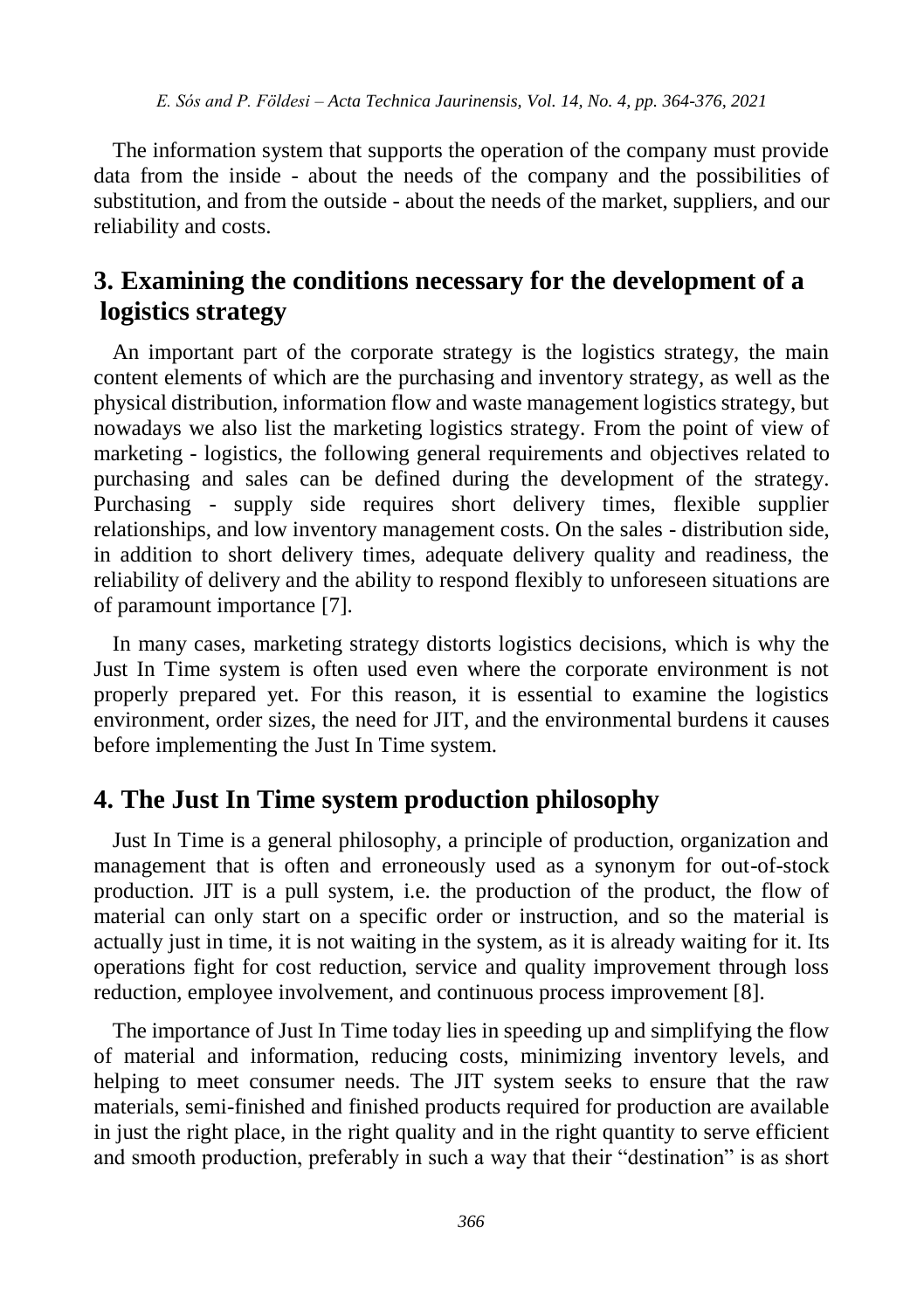The information system that supports the operation of the company must provide data from the inside - about the needs of the company and the possibilities of substitution, and from the outside - about the needs of the market, suppliers, and our reliability and costs.

## 3. Examining the conditions necessary for the development of a logistics strategy

An important part of the corporate strategy is the logistics strategy, the main content elements of which are the purchasing and inventory strategy, as well as the physical distribution, information flow and waste management logistics strategy, but nowadays we also list the marketing logistics strategy. From the point of view of marketing - logistics, the following general requirements and objectives related to purchasing and sales can be defined during the development of the strategy. Purchasing - supply side requires short delivery times, flexible supplier relationships, and low inventory management costs. On the sales - distribution side, in addition to short delivery times, adequate delivery quality and readiness, the reliability of delivery and the ability to respond flexibly to unforeseen situations are of paramount importance [7].

In many cases, marketing strategy distorts logistics decisions, which is why the Just In Time system is often used even where the corporate environment is not properly prepared yet. For this reason, it is essential to examine the logistics environment, order sizes, the need for JIT, and the environmental burdens it causes before implementing the Just In Time system.

## 4. The Just In Time system production philosophy

Just In Time is a general philosophy, a principle of production, organization and management that is often and erroneously used as a synonym for out-of-stock production. JIT is a pull system, i.e. the production of the product, the flow of material can only start on a specific order or instruction, and so the material is actually just in time, it is not waiting in the system, as it is already waiting for it. Its operations fight for cost reduction, service and quality improvement through loss reduction, employee involvement, and continuous process improvement [8].

The importance of Just In Time today lies in speeding up and simplifying the flow of material and information, reducing costs, minimizing inventory levels, and helping to meet consumer needs. The JIT system seeks to ensure that the raw materials, semi-finished and finished products required for production are available in just the right place, in the right quality and in the right quantity to serve efficient and smooth production, preferably in such a way that their "destination" is as short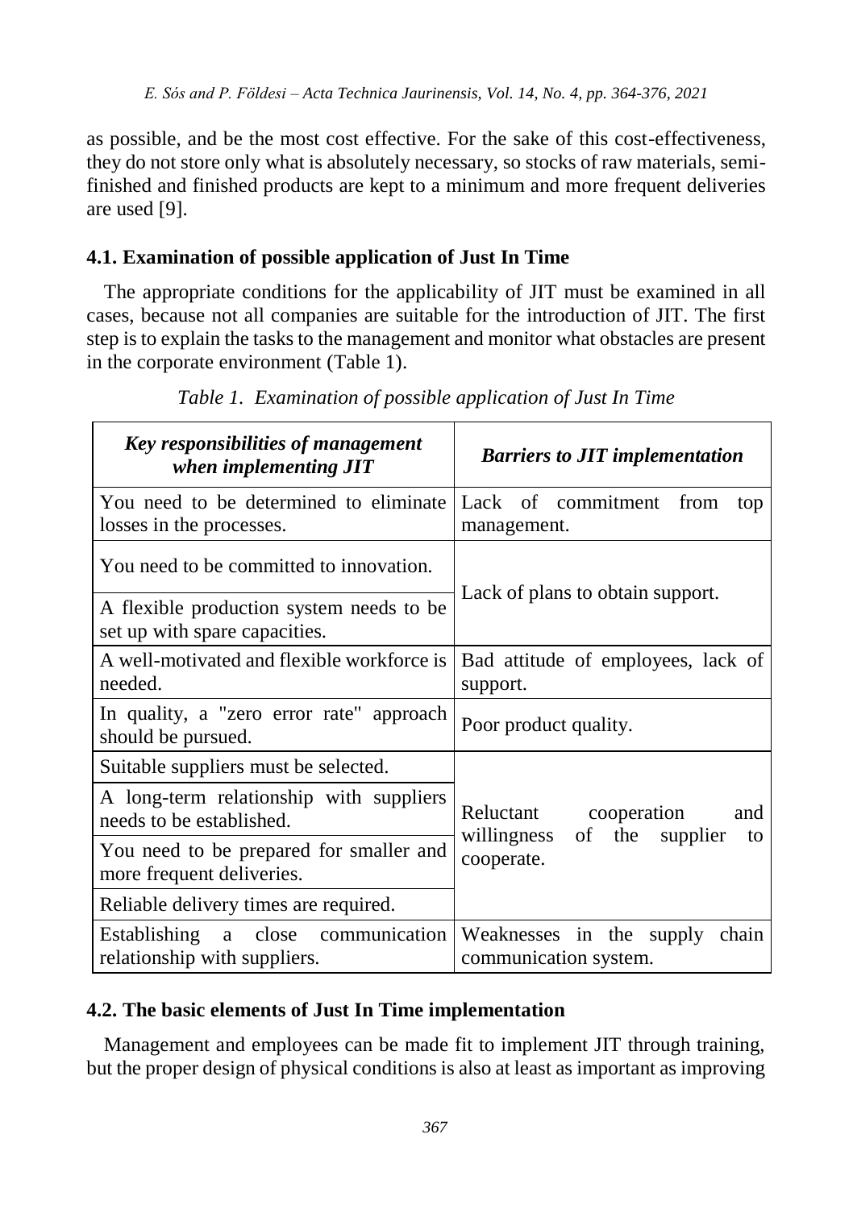as possible, and be the most cost effective. For the sake of this cost-effectiveness, they do not store only what is absolutely necessary, so stocks of raw materials, semi-finished and finished products are kept to a minimum and more frequent deliveries are used [9].

### 4.1. Examination of possible application of Just In Time

The appropriate conditions for the applicability of JIT must be examined in all cases, because not all companies are suitable for the introduction of JIT. The first step is to explain the tasks to the management and monitor what obstacles are present in the corporate environment (Table 1).

*Table 1. Examination of possible application of Just In Time*

| ***Key responsibilities of management when implementing JIT*** | ***Barriers to JIT implementation*** |
|---|---|
| You need to be determined to eliminate losses in the processes. | Lack of commitment from top management. |
| You need to be committed to innovation. | Lack of plans to obtain support. |
| A flexible production system needs to be set up with spare capacities. | |
| A well-motivated and flexible workforce is needed. | Bad attitude of employees, lack of support. |
| In quality, a "zero error rate" approach should be pursued. | Poor product quality. |
| Suitable suppliers must be selected. | Reluctant cooperation and willingness of the supplier to cooperate. |
| A long-term relationship with suppliers needs to be established. | |
| You need to be prepared for smaller and more frequent deliveries. | |
| Reliable delivery times are required. | |
| Establishing a close communication relationship with suppliers. | Weaknesses in the supply chain communication system. |

### 4.2. The basic elements of Just In Time implementation

Management and employees can be made fit to implement JIT through training, but the proper design of physical conditions is also at least as important as improving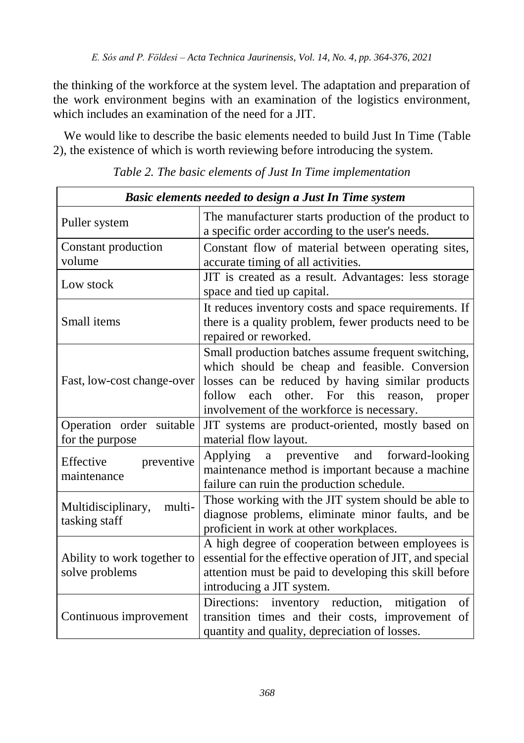the thinking of the workforce at the system level. The adaptation and preparation of the work environment begins with an examination of the logistics environment, which includes an examination of the need for a JIT.

We would like to describe the basic elements needed to build Just In Time (Table 2), the existence of which is worth reviewing before introducing the system.

*Table 2. The basic elements of Just In Time implementation*

| ***Basic elements needed to design a Just In Time system*** | |
|---|---|
| Puller system | The manufacturer starts production of the product to a specific order according to the user's needs. |
| Constant production volume | Constant flow of material between operating sites, accurate timing of all activities. |
| Low stock | JIT is created as a result. Advantages: less storage space and tied up capital. |
| Small items | It reduces inventory costs and space requirements. If there is a quality problem, fewer products need to be repaired or reworked. |
| Fast, low-cost change-over | Small production batches assume frequent switching, which should be cheap and feasible. Conversion losses can be reduced by having similar products follow each other. For this reason, proper involvement of the workforce is necessary. |
| Operation order suitable for the purpose | JIT systems are product-oriented, mostly based on material flow layout. |
| Effective preventive maintenance | Applying a preventive and forward-looking maintenance method is important because a machine failure can ruin the production schedule. |
| Multidisciplinary, multi-tasking staff | Those working with the JIT system should be able to diagnose problems, eliminate minor faults, and be proficient in work at other workplaces. |
| Ability to work together to solve problems | A high degree of cooperation between employees is essential for the effective operation of JIT, and special attention must be paid to developing this skill before introducing a JIT system. |
| Continuous improvement | Directions: inventory reduction, mitigation of transition times and their costs, improvement of quantity and quality, depreciation of losses. |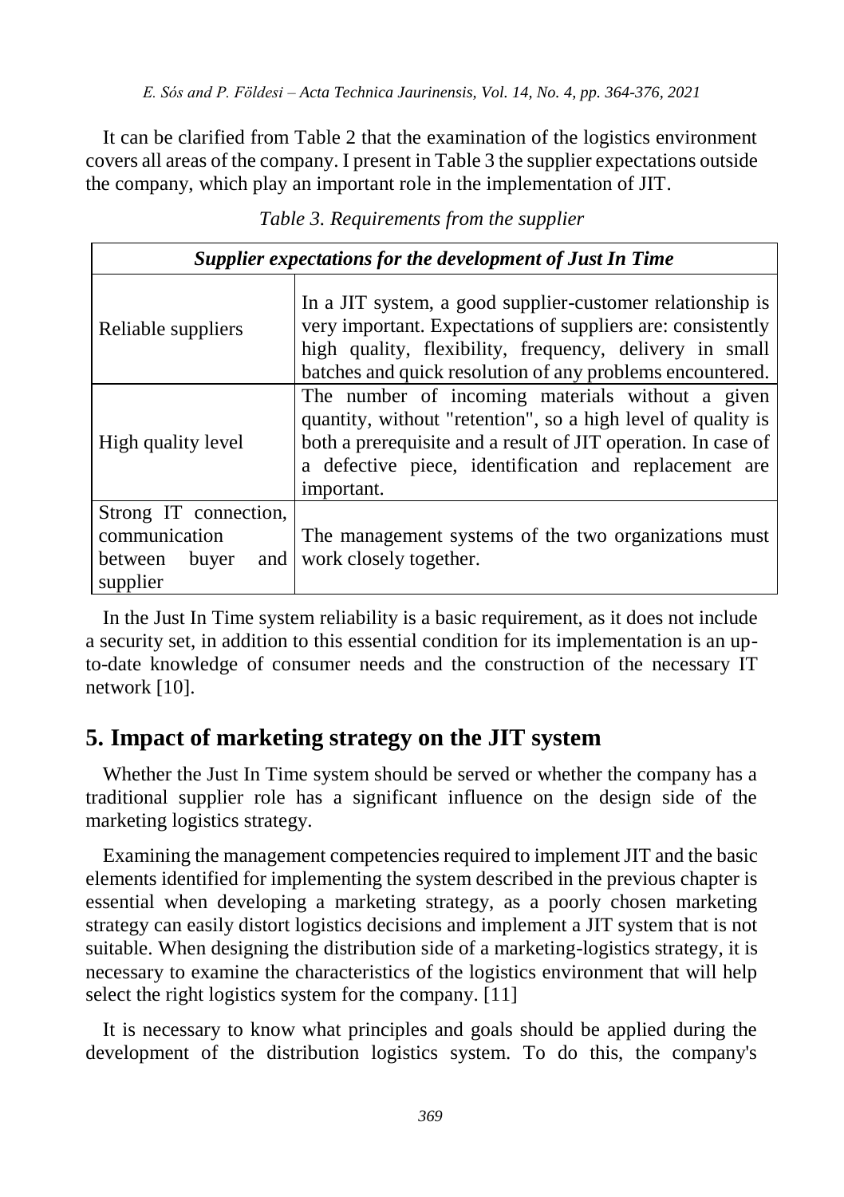It can be clarified from Table 2 that the examination of the logistics environment covers all areas of the company. I present in Table 3 the supplier expectations outside the company, which play an important role in the implementation of JIT.

*Table 3. Requirements from the supplier*

| ***Supplier expectations for the development of Just In Time*** | |
|---|---|
| Reliable suppliers | In a JIT system, a good supplier-customer relationship is very important. Expectations of suppliers are: consistently high quality, flexibility, frequency, delivery in small batches and quick resolution of any problems encountered. |
| High quality level | The number of incoming materials without a given quantity, without "retention", so a high level of quality is both a prerequisite and a result of JIT operation. In case of a defective piece, identification and replacement are important. |
| Strong IT connection, communication between buyer and supplier | The management systems of the two organizations must work closely together. |

In the Just In Time system reliability is a basic requirement, as it does not include a security set, in addition to this essential condition for its implementation is an up-to-date knowledge of consumer needs and the construction of the necessary IT network [10].

## 5. Impact of marketing strategy on the JIT system

Whether the Just In Time system should be served or whether the company has a traditional supplier role has a significant influence on the design side of the marketing logistics strategy.

Examining the management competencies required to implement JIT and the basic elements identified for implementing the system described in the previous chapter is essential when developing a marketing strategy, as a poorly chosen marketing strategy can easily distort logistics decisions and implement a JIT system that is not suitable. When designing the distribution side of a marketing-logistics strategy, it is necessary to examine the characteristics of the logistics environment that will help select the right logistics system for the company. [11]

It is necessary to know what principles and goals should be applied during the development of the distribution logistics system. To do this, the company's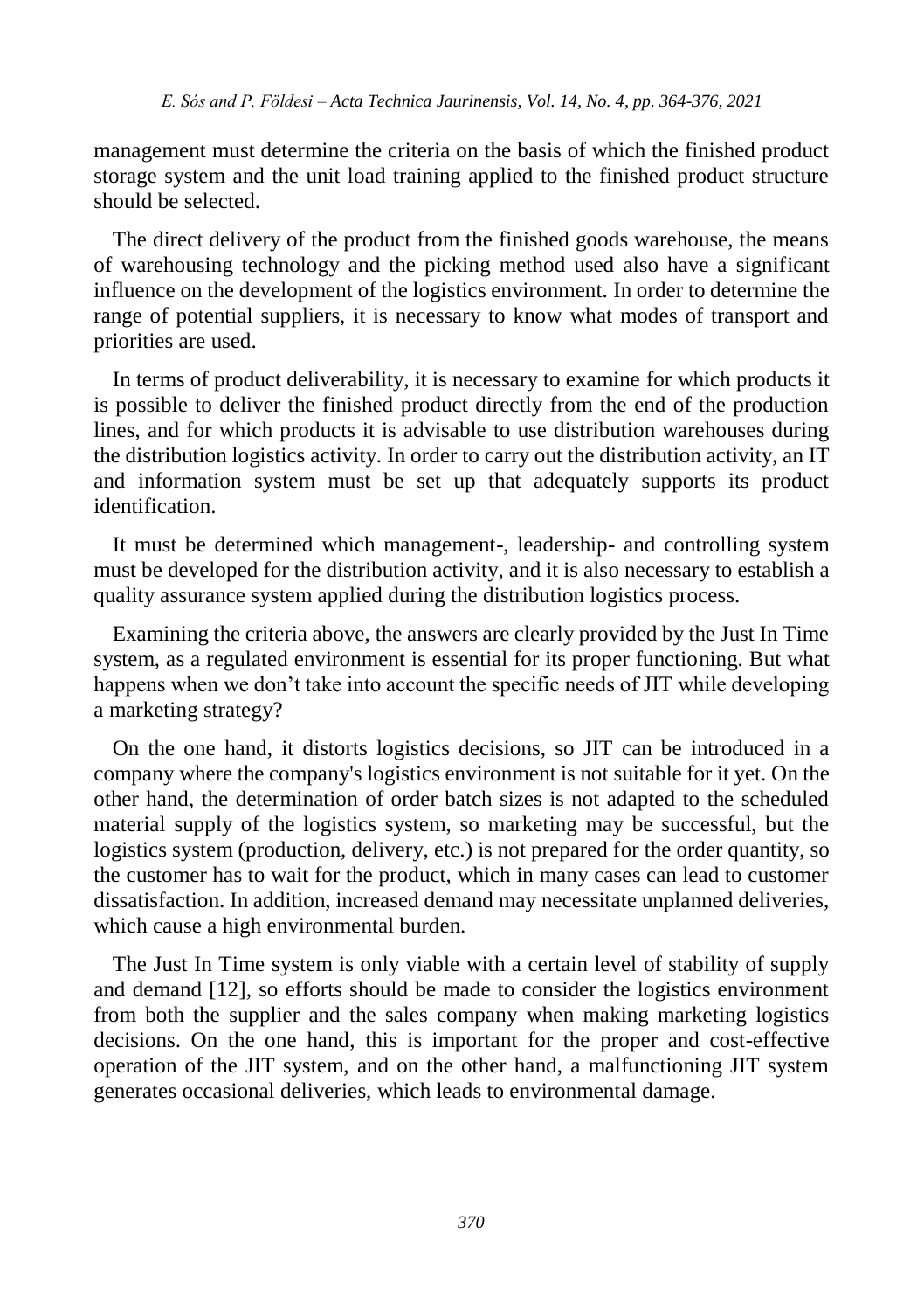management must determine the criteria on the basis of which the finished product storage system and the unit load training applied to the finished product structure should be selected.

The direct delivery of the product from the finished goods warehouse, the means of warehousing technology and the picking method used also have a significant influence on the development of the logistics environment. In order to determine the range of potential suppliers, it is necessary to know what modes of transport and priorities are used.

In terms of product deliverability, it is necessary to examine for which products it is possible to deliver the finished product directly from the end of the production lines, and for which products it is advisable to use distribution warehouses during the distribution logistics activity. In order to carry out the distribution activity, an IT and information system must be set up that adequately supports its product identification.

It must be determined which management-, leadership- and controlling system must be developed for the distribution activity, and it is also necessary to establish a quality assurance system applied during the distribution logistics process.

Examining the criteria above, the answers are clearly provided by the Just In Time system, as a regulated environment is essential for its proper functioning. But what happens when we don't take into account the specific needs of JIT while developing a marketing strategy?

On the one hand, it distorts logistics decisions, so JIT can be introduced in a company where the company's logistics environment is not suitable for it yet. On the other hand, the determination of order batch sizes is not adapted to the scheduled material supply of the logistics system, so marketing may be successful, but the logistics system (production, delivery, etc.) is not prepared for the order quantity, so the customer has to wait for the product, which in many cases can lead to customer dissatisfaction. In addition, increased demand may necessitate unplanned deliveries, which cause a high environmental burden.

The Just In Time system is only viable with a certain level of stability of supply and demand [12], so efforts should be made to consider the logistics environment from both the supplier and the sales company when making marketing logistics decisions. On the one hand, this is important for the proper and cost-effective operation of the JIT system, and on the other hand, a malfunctioning JIT system generates occasional deliveries, which leads to environmental damage.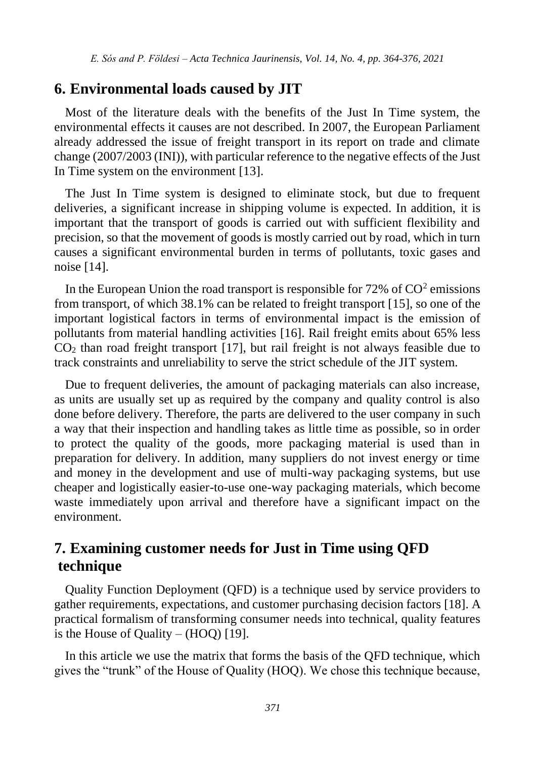## 6. Environmental loads caused by JIT

Most of the literature deals with the benefits of the Just In Time system, the environmental effects it causes are not described. In 2007, the European Parliament already addressed the issue of freight transport in its report on trade and climate change (2007/2003 (INI)), with particular reference to the negative effects of the Just In Time system on the environment [13].

The Just In Time system is designed to eliminate stock, but due to frequent deliveries, a significant increase in shipping volume is expected. In addition, it is important that the transport of goods is carried out with sufficient flexibility and precision, so that the movement of goods is mostly carried out by road, which in turn causes a significant environmental burden in terms of pollutants, toxic gases and noise [14].

In the European Union the road transport is responsible for 72% of $CO^2$ emissions from transport, of which 38.1% can be related to freight transport [15], so one of the important logistical factors in terms of environmental impact is the emission of pollutants from material handling activities [16]. Rail freight emits about 65% less $CO_2$ than road freight transport [17], but rail freight is not always feasible due to track constraints and unreliability to serve the strict schedule of the JIT system.

Due to frequent deliveries, the amount of packaging materials can also increase, as units are usually set up as required by the company and quality control is also done before delivery. Therefore, the parts are delivered to the user company in such a way that their inspection and handling takes as little time as possible, so in order to protect the quality of the goods, more packaging material is used than in preparation for delivery. In addition, many suppliers do not invest energy or time and money in the development and use of multi-way packaging systems, but use cheaper and logistically easier-to-use one-way packaging materials, which become waste immediately upon arrival and therefore have a significant impact on the environment.

## 7. Examining customer needs for Just in Time using QFD technique

Quality Function Deployment (QFD) is a technique used by service providers to gather requirements, expectations, and customer purchasing decision factors [18]. A practical formalism of transforming consumer needs into technical, quality features is the House of Quality – (HOQ) [19].

In this article we use the matrix that forms the basis of the QFD technique, which gives the "trunk" of the House of Quality (HOQ). We chose this technique because,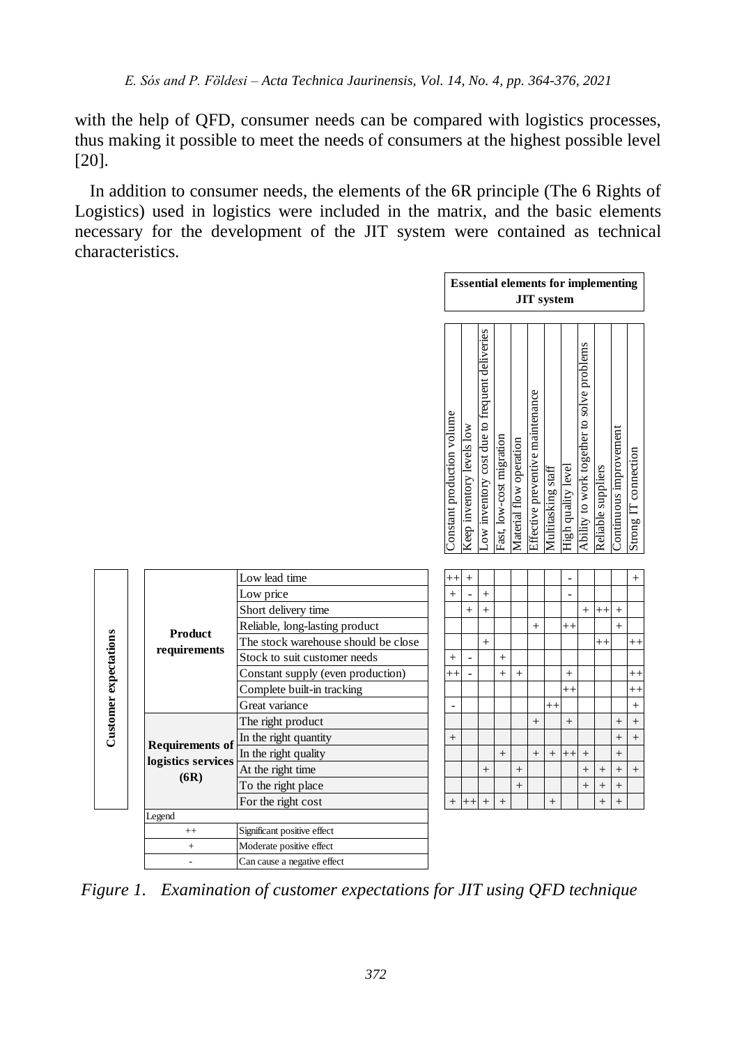with the help of QFD, consumer needs can be compared with logistics processes, thus making it possible to meet the needs of consumers at the highest possible level [20].

In addition to consumer needs, the elements of the 6R principle (The 6 Rights of Logistics) used in logistics were included in the matrix, and the basic elements necessary for the development of the JIT system were contained as technical characteristics.

| | | | **Essential elements for implementing JIT system** | | | | | | | | | | | |
|---|---|---|---|---|---|---|---|---|---|---|---|---|---|---|
| | | | Constant production volume | Keep inventory levels low | Low inventory cost due to frequent deliveries | Fast, low-cost migration | Material flow operation | Effective preventive maintenance | Multitasking staff | High quality level | Ability to work together to solve problems | Reliable suppliers | Continuous improvement | Strong IT connection |
| **Customer expectations** | **Product requirements** | Low lead time | ++ | + | | | | | | - | | | | + |
| | | Low price | + | - | + | | | | | - | | | | |
| | | Short delivery time | | + | + | | | | | | + | ++ | + | |
| | | Reliable, long-lasting product | | | | | | + | | ++ | | | + | |
| | | The stock warehouse should be close | | | + | | | | | | | ++ | | ++ |
| | | Stock to suit customer needs | + | - | | + | | | | | | | | |
| | | Constant supply (even production) | ++ | - | | + | + | | | + | | | | ++ |
| | | Complete built-in tracking | | | | | | | | ++ | | | | ++ |
| | | Great variance | - | | | | | | ++ | | | | | + |
| | **Requirements of logistics services (6R)** | The right product | | | | | | + | | + | | | + | + |
| | | In the right quantity | + | | | | | | | | | | + | + |
| | | In the right quality | | | | + | | + | + | ++ | + | | + | |
| | | At the right time | | | + | | + | | | | + | + | + | + |
| | | To the right place | | | | | + | | | | + | + | + | |
| | | For the right cost | + | ++ | + | + | | | + | | | + | + | |

| Legend | |
|---|---|
| ++ | Significant positive effect |
| + | Moderate positive effect |
| - | Can cause a negative effect |

*Figure 1. Examination of customer expectations for JIT using QFD technique*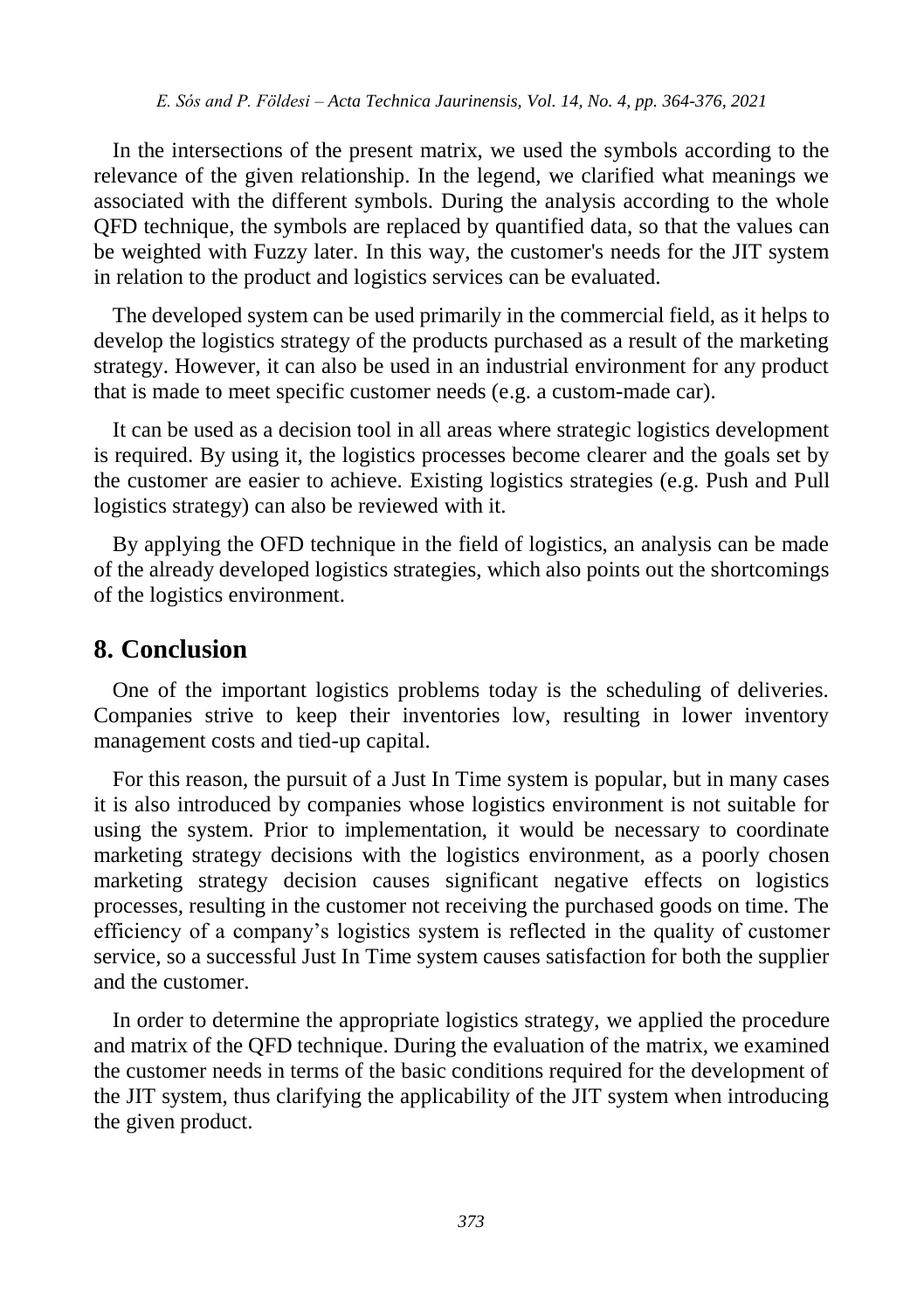In the intersections of the present matrix, we used the symbols according to the relevance of the given relationship. In the legend, we clarified what meanings we associated with the different symbols. During the analysis according to the whole QFD technique, the symbols are replaced by quantified data, so that the values can be weighted with Fuzzy later. In this way, the customer's needs for the JIT system in relation to the product and logistics services can be evaluated.

The developed system can be used primarily in the commercial field, as it helps to develop the logistics strategy of the products purchased as a result of the marketing strategy. However, it can also be used in an industrial environment for any product that is made to meet specific customer needs (e.g. a custom-made car).

It can be used as a decision tool in all areas where strategic logistics development is required. By using it, the logistics processes become clearer and the goals set by the customer are easier to achieve. Existing logistics strategies (e.g. Push and Pull logistics strategy) can also be reviewed with it.

By applying the OFD technique in the field of logistics, an analysis can be made of the already developed logistics strategies, which also points out the shortcomings of the logistics environment.

## 8. Conclusion

One of the important logistics problems today is the scheduling of deliveries. Companies strive to keep their inventories low, resulting in lower inventory management costs and tied-up capital.

For this reason, the pursuit of a Just In Time system is popular, but in many cases it is also introduced by companies whose logistics environment is not suitable for using the system. Prior to implementation, it would be necessary to coordinate marketing strategy decisions with the logistics environment, as a poorly chosen marketing strategy decision causes significant negative effects on logistics processes, resulting in the customer not receiving the purchased goods on time. The efficiency of a company's logistics system is reflected in the quality of customer service, so a successful Just In Time system causes satisfaction for both the supplier and the customer.

In order to determine the appropriate logistics strategy, we applied the procedure and matrix of the QFD technique. During the evaluation of the matrix, we examined the customer needs in terms of the basic conditions required for the development of the JIT system, thus clarifying the applicability of the JIT system when introducing the given product.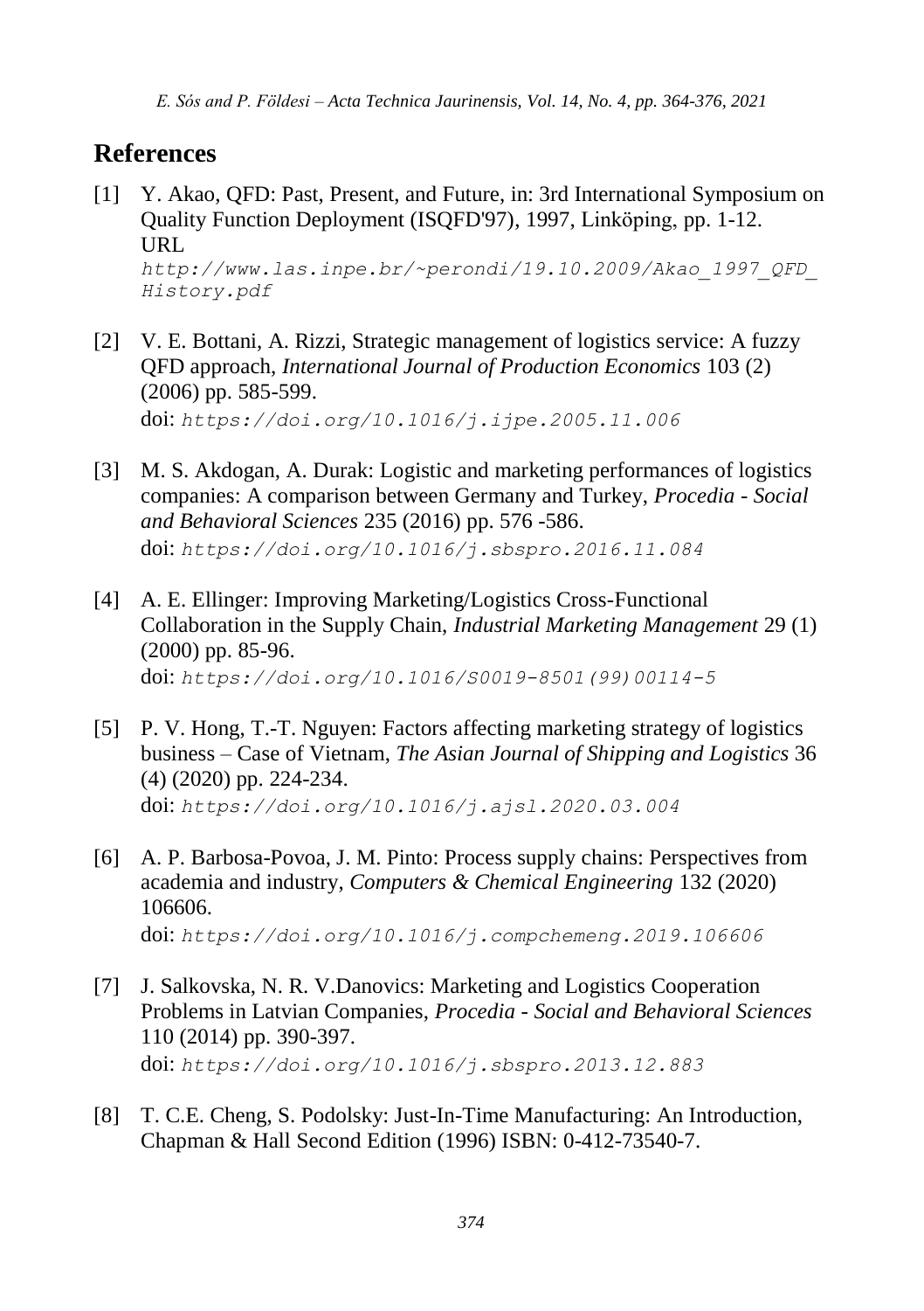## References

[1] Y. Akao, QFD: Past, Present, and Future, in: 3rd International Symposium on Quality Function Deployment (ISQFD'97), 1997, Linköping, pp. 1-12. URL `http://www.las.inpe.br/~perondi/19.10.2009/Akao_1997_QFD_History.pdf`

[2] V. E. Bottani, A. Rizzi, Strategic management of logistics service: A fuzzy QFD approach, *International Journal of Production Economics* 103 (2) (2006) pp. 585-599.
doi: `https://doi.org/10.1016/j.ijpe.2005.11.006`

[3] M. S. Akdogan, A. Durak: Logistic and marketing performances of logistics companies: A comparison between Germany and Turkey, *Procedia - Social and Behavioral Sciences* 235 (2016) pp. 576 -586.
doi: `https://doi.org/10.1016/j.sbspro.2016.11.084`

[4] A. E. Ellinger: Improving Marketing/Logistics Cross-Functional Collaboration in the Supply Chain, *Industrial Marketing Management* 29 (1) (2000) pp. 85-96.
doi: `https://doi.org/10.1016/S0019-8501(99)00114-5`

[5] P. V. Hong, T.-T. Nguyen: Factors affecting marketing strategy of logistics business – Case of Vietnam, *The Asian Journal of Shipping and Logistics* 36 (4) (2020) pp. 224-234.
doi: `https://doi.org/10.1016/j.ajsl.2020.03.004`

[6] A. P. Barbosa-Povoa, J. M. Pinto: Process supply chains: Perspectives from academia and industry, *Computers & Chemical Engineering* 132 (2020) 106606.
doi: `https://doi.org/10.1016/j.compchemeng.2019.106606`

[7] J. Salkovska, N. R. V.Danovics: Marketing and Logistics Cooperation Problems in Latvian Companies, *Procedia - Social and Behavioral Sciences* 110 (2014) pp. 390-397.
doi: `https://doi.org/10.1016/j.sbspro.2013.12.883`

[8] T. C.E. Cheng, S. Podolsky: Just-In-Time Manufacturing: An Introduction, Chapman & Hall Second Edition (1996) ISBN: 0-412-73540-7.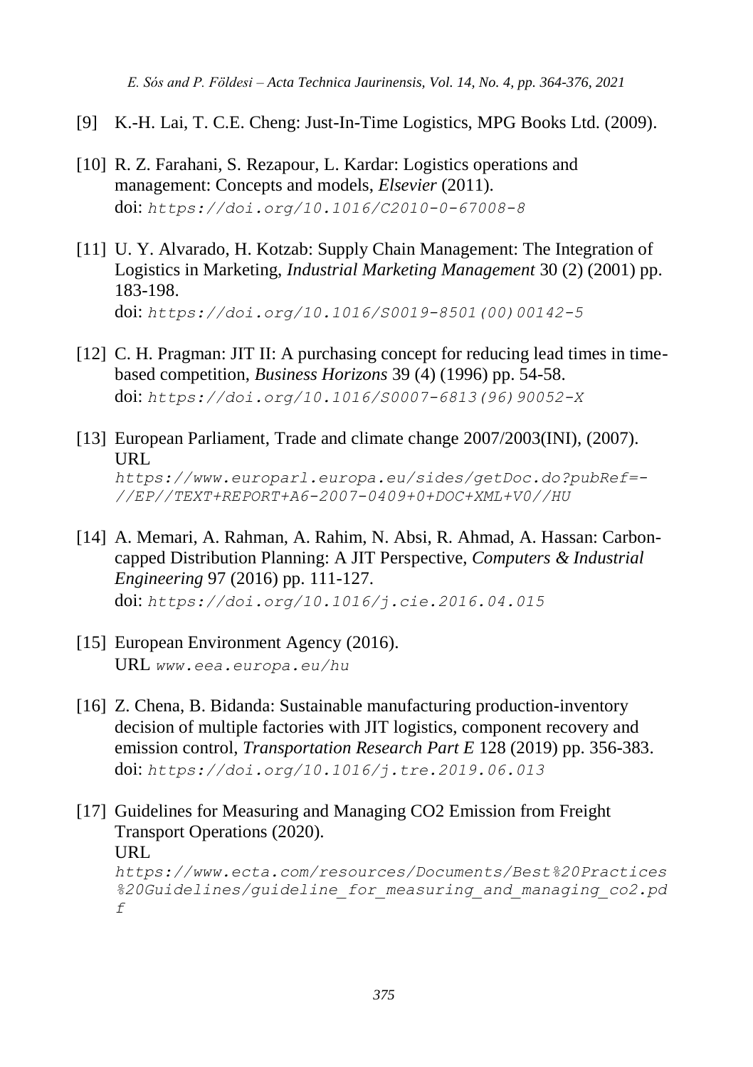[9] K.-H. Lai, T. C.E. Cheng: Just-In-Time Logistics, MPG Books Ltd. (2009).

[10] R. Z. Farahani, S. Rezapour, L. Kardar: Logistics operations and management: Concepts and models, *Elsevier* (2011). doi: `https://doi.org/10.1016/C2010-0-67008-8`

[11] U. Y. Alvarado, H. Kotzab: Supply Chain Management: The Integration of Logistics in Marketing, *Industrial Marketing Management* 30 (2) (2001) pp. 183-198. doi: `https://doi.org/10.1016/S0019-8501(00)00142-5`

[12] C. H. Pragman: JIT II: A purchasing concept for reducing lead times in time-based competition, *Business Horizons* 39 (4) (1996) pp. 54-58. doi: `https://doi.org/10.1016/S0007-6813(96)90052-X`

[13] European Parliament, Trade and climate change 2007/2003(INI), (2007). URL `https://www.europarl.europa.eu/sides/getDoc.do?pubRef=-//EP//TEXT+REPORT+A6-2007-0409+0+DOC+XML+V0//HU`

[14] A. Memari, A. Rahman, A. Rahim, N. Absi, R. Ahmad, A. Hassan: Carbon-capped Distribution Planning: A JIT Perspective, *Computers & Industrial Engineering* 97 (2016) pp. 111-127. doi: `https://doi.org/10.1016/j.cie.2016.04.015`

[15] European Environment Agency (2016). URL `www.eea.europa.eu/hu`

[16] Z. Chena, B. Bidanda: Sustainable manufacturing production-inventory decision of multiple factories with JIT logistics, component recovery and emission control, *Transportation Research Part E* 128 (2019) pp. 356-383. doi: `https://doi.org/10.1016/j.tre.2019.06.013`

[17] Guidelines for Measuring and Managing CO2 Emission from Freight Transport Operations (2020). URL `https://www.ecta.com/resources/Documents/Best%20Practices%20Guidelines/guideline_for_measuring_and_managing_co2.pdf`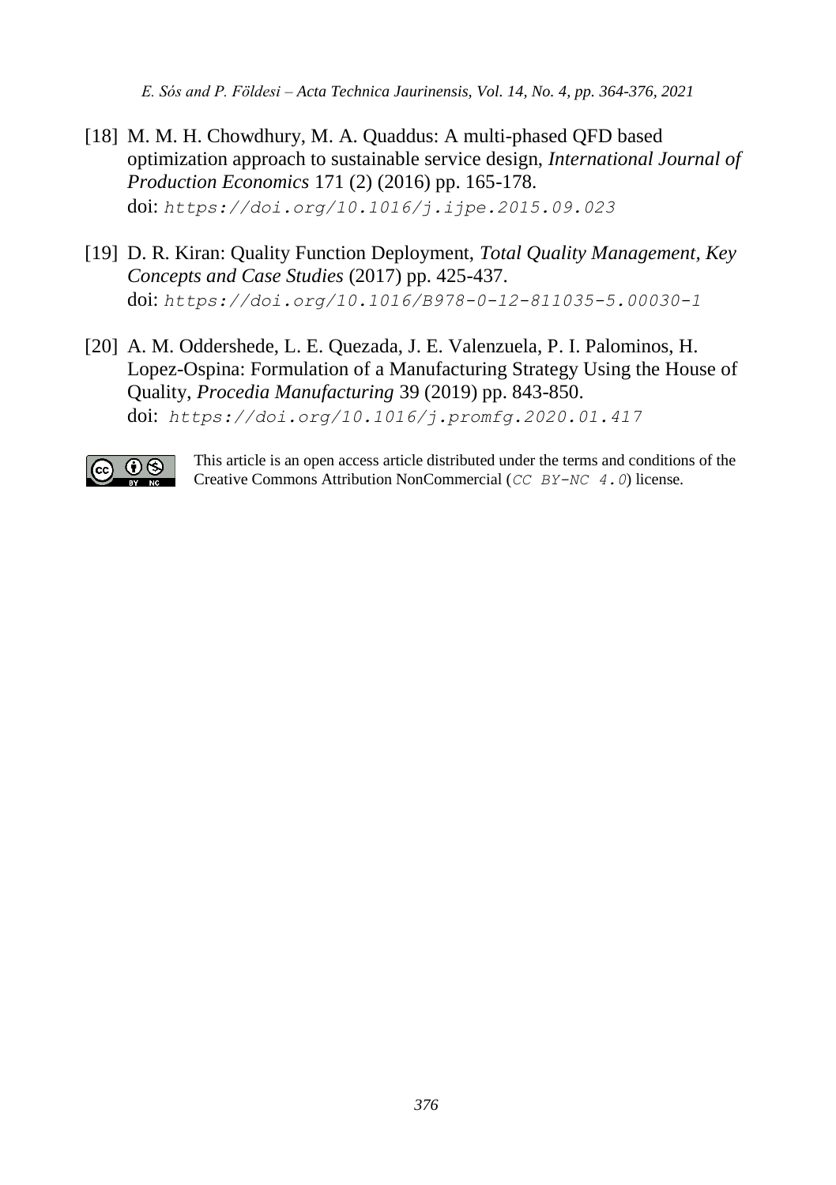[18] M. M. H. Chowdhury, M. A. Quaddus: A multi-phased QFD based optimization approach to sustainable service design, *International Journal of Production Economics* 171 (2) (2016) pp. 165-178.
doi: `https://doi.org/10.1016/j.ijpe.2015.09.023`

[19] D. R. Kiran: Quality Function Deployment, *Total Quality Management, Key Concepts and Case Studies* (2017) pp. 425-437.
doi: `https://doi.org/10.1016/B978-0-12-811035-5.00030-1`

[20] A. M. Oddershede, L. E. Quezada, J. E. Valenzuela, P. I. Palominos, H. Lopez-Ospina: Formulation of a Manufacturing Strategy Using the House of Quality, *Procedia Manufacturing* 39 (2019) pp. 843-850.
doi: `https://doi.org/10.1016/j.promfg.2020.01.417`

This article is an open access article distributed under the terms and conditions of the Creative Commons Attribution NonCommercial (`CC BY-NC 4.0`) license.